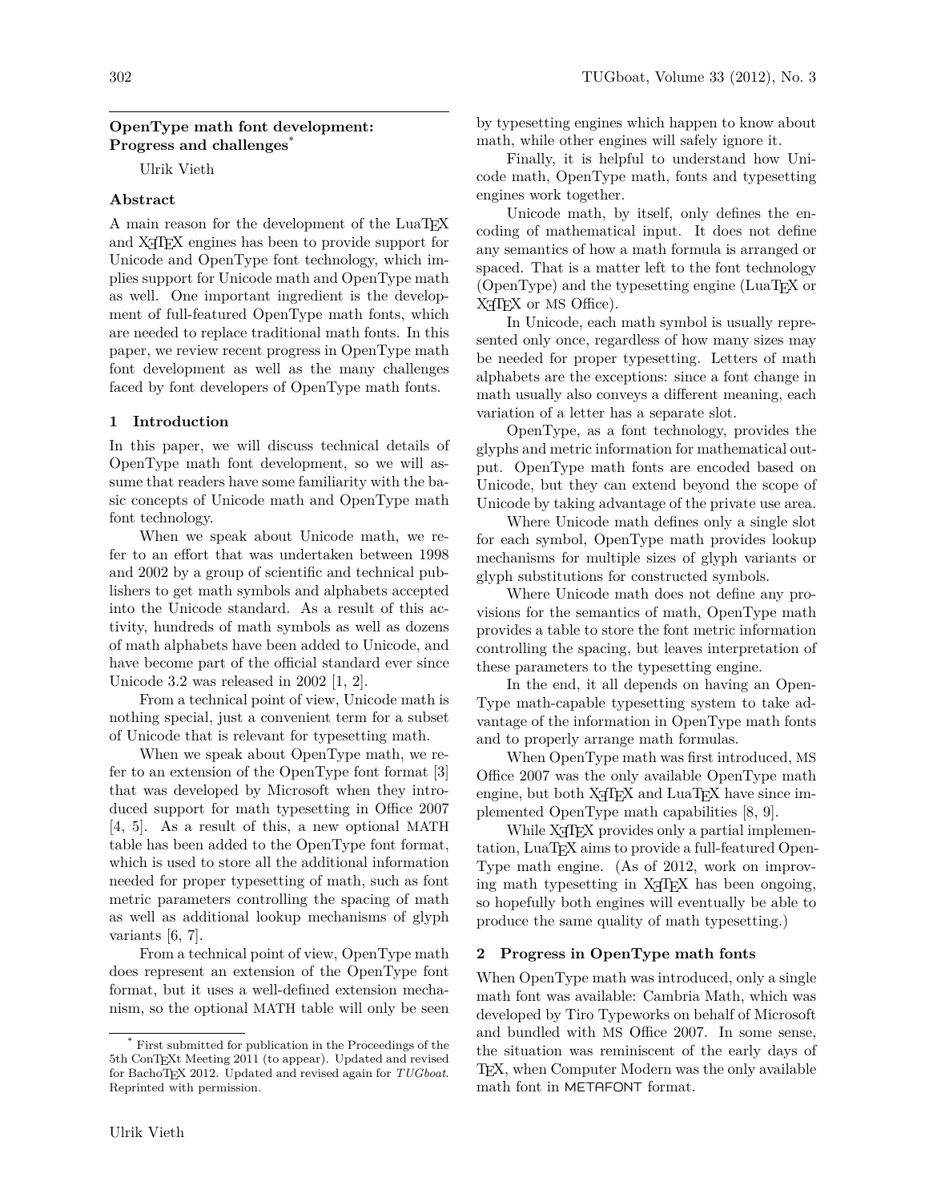## OpenType math font development: Progress and challenges*

Ulrik Vieth

### Abstract

A main reason for the development of the LuaTEX and XƎTEX engines has been to provide support for Unicode and OpenType font technology, which implies support for Unicode math and OpenType math as well. One important ingredient is the development of full-featured OpenType math fonts, which are needed to replace traditional math fonts. In this paper, we review recent progress in OpenType math font development as well as the many challenges faced by font developers of OpenType math fonts.

### 1 Introduction

In this paper, we will discuss technical details of OpenType math font development, so we will assume that readers have some familiarity with the basic concepts of Unicode math and OpenType math font technology.

When we speak about Unicode math, we refer to an effort that was undertaken between 1998 and 2002 by a group of scientific and technical publishers to get math symbols and alphabets accepted into the Unicode standard. As a result of this activity, hundreds of math symbols as well as dozens of math alphabets have been added to Unicode, and have become part of the official standard ever since Unicode 3.2 was released in 2002 [1, 2].

From a technical point of view, Unicode math is nothing special, just a convenient term for a subset of Unicode that is relevant for typesetting math.

When we speak about OpenType math, we refer to an extension of the OpenType font format [3] that was developed by Microsoft when they introduced support for math typesetting in Office 2007 [4, 5]. As a result of this, a new optional MATH table has been added to the OpenType font format, which is used to store all the additional information needed for proper typesetting of math, such as font metric parameters controlling the spacing of math as well as additional lookup mechanisms of glyph variants [6, 7].

From a technical point of view, OpenType math does represent an extension of the OpenType font format, but it uses a well-defined extension mechanism, so the optional MATH table will only be seen by typesetting engines which happen to know about math, while other engines will safely ignore it.

Finally, it is helpful to understand how Unicode math, OpenType math, fonts and typesetting engines work together.

Unicode math, by itself, only defines the encoding of mathematical input. It does not define any semantics of how a math formula is arranged or spaced. That is a matter left to the font technology (OpenType) and the typesetting engine (LuaTEX or XƎTEX or MS Office).

In Unicode, each math symbol is usually represented only once, regardless of how many sizes may be needed for proper typesetting. Letters of math alphabets are the exceptions: since a font change in math usually also conveys a different meaning, each variation of a letter has a separate slot.

OpenType, as a font technology, provides the glyphs and metric information for mathematical output. OpenType math fonts are encoded based on Unicode, but they can extend beyond the scope of Unicode by taking advantage of the private use area.

Where Unicode math defines only a single slot for each symbol, OpenType math provides lookup mechanisms for multiple sizes of glyph variants or glyph substitutions for constructed symbols.

Where Unicode math does not define any provisions for the semantics of math, OpenType math provides a table to store the font metric information controlling the spacing, but leaves interpretation of these parameters to the typesetting engine.

In the end, it all depends on having an OpenType math-capable typesetting system to take advantage of the information in OpenType math fonts and to properly arrange math formulas.

When OpenType math was first introduced, MS Office 2007 was the only available OpenType math engine, but both XƎTEX and LuaTEX have since implemented OpenType math capabilities [8, 9].

While XƎTEX provides only a partial implementation, LuaTEX aims to provide a full-featured OpenType math engine. (As of 2012, work on improving math typesetting in XƎTEX has been ongoing, so hopefully both engines will eventually be able to produce the same quality of math typesetting.)

### 2 Progress in OpenType math fonts

When OpenType math was introduced, only a single math font was available: Cambria Math, which was developed by Tiro Typeworks on behalf of Microsoft and bundled with MS Office 2007. In some sense, the situation was reminiscent of the early days of TEX, when Computer Modern was the only available math font in METAFONT format.

---

* First submitted for publication in the Proceedings of the 5th ConTEXt Meeting 2011 (to appear). Updated and revised for BachoTEX 2012. Updated and revised again for *TUGboat*. Reprinted with permission.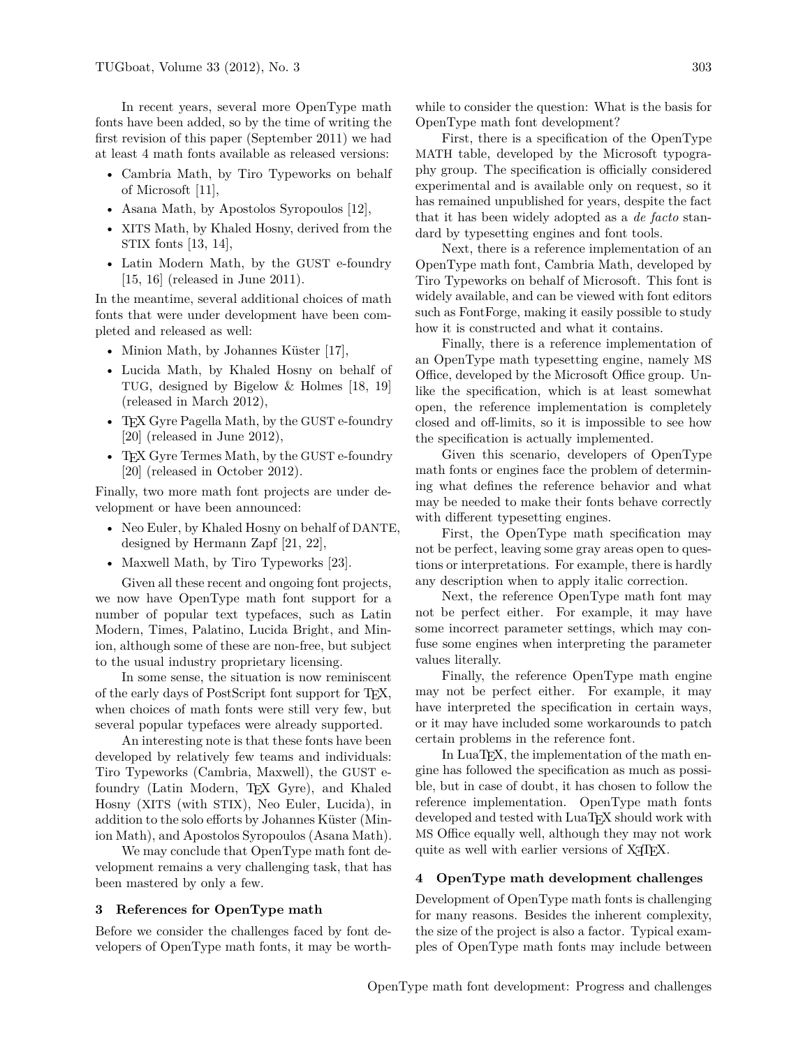In recent years, several more OpenType math fonts have been added, so by the time of writing the first revision of this paper (September 2011) we had at least 4 math fonts available as released versions:

- Cambria Math, by Tiro Typeworks on behalf of Microsoft [11],
- Asana Math, by Apostolos Syropoulos [12],
- XITS Math, by Khaled Hosny, derived from the STIX fonts [13, 14],
- Latin Modern Math, by the GUST e-foundry [15, 16] (released in June 2011).

In the meantime, several additional choices of math fonts that were under development have been completed and released as well:

- Minion Math, by Johannes Küster [17],
- Lucida Math, by Khaled Hosny on behalf of TUG, designed by Bigelow & Holmes [18, 19] (released in March 2012),
- TeX Gyre Pagella Math, by the GUST e-foundry [20] (released in June 2012),
- TeX Gyre Termes Math, by the GUST e-foundry [20] (released in October 2012).

Finally, two more math font projects are under development or have been announced:

- Neo Euler, by Khaled Hosny on behalf of DANTE, designed by Hermann Zapf [21, 22],
- Maxwell Math, by Tiro Typeworks [23].

Given all these recent and ongoing font projects, we now have OpenType math font support for a number of popular text typefaces, such as Latin Modern, Times, Palatino, Lucida Bright, and Minion, although some of these are non-free, but subject to the usual industry proprietary licensing.

In some sense, the situation is now reminiscent of the early days of PostScript font support for TeX, when choices of math fonts were still very few, but several popular typefaces were already supported.

An interesting note is that these fonts have been developed by relatively few teams and individuals: Tiro Typeworks (Cambria, Maxwell), the GUST e-foundry (Latin Modern, TeX Gyre), and Khaled Hosny (XITS (with STIX), Neo Euler, Lucida), in addition to the solo efforts by Johannes Küster (Minion Math), and Apostolos Syropoulos (Asana Math).

We may conclude that OpenType math font development remains a very challenging task, that has been mastered by only a few.

## 3 References for OpenType math

Before we consider the challenges faced by font developers of OpenType math fonts, it may be worthwhile to consider the question: What is the basis for OpenType math font development?

First, there is a specification of the OpenType MATH table, developed by the Microsoft typography group. The specification is officially considered experimental and is available only on request, so it has remained unpublished for years, despite the fact that it has been widely adopted as a *de facto* standard by typesetting engines and font tools.

Next, there is a reference implementation of an OpenType math font, Cambria Math, developed by Tiro Typeworks on behalf of Microsoft. This font is widely available, and can be viewed with font editors such as FontForge, making it easily possible to study how it is constructed and what it contains.

Finally, there is a reference implementation of an OpenType math typesetting engine, namely MS Office, developed by the Microsoft Office group. Unlike the specification, which is at least somewhat open, the reference implementation is completely closed and off-limits, so it is impossible to see how the specification is actually implemented.

Given this scenario, developers of OpenType math fonts or engines face the problem of determining what defines the reference behavior and what may be needed to make their fonts behave correctly with different typesetting engines.

First, the OpenType math specification may not be perfect, leaving some gray areas open to questions or interpretations. For example, there is hardly any description when to apply italic correction.

Next, the reference OpenType math font may not be perfect either. For example, it may have some incorrect parameter settings, which may confuse some engines when interpreting the parameter values literally.

Finally, the reference OpenType math engine may not be perfect either. For example, it may have interpreted the specification in certain ways, or it may have included some workarounds to patch certain problems in the reference font.

In LuaTeX, the implementation of the math engine has followed the specification as much as possible, but in case of doubt, it has chosen to follow the reference implementation. OpenType math fonts developed and tested with LuaTeX should work with MS Office equally well, although they may not work quite as well with earlier versions of XeTeX.

## 4 OpenType math development challenges

Development of OpenType math fonts is challenging for many reasons. Besides the inherent complexity, the size of the project is also a factor. Typical examples of OpenType math fonts may include between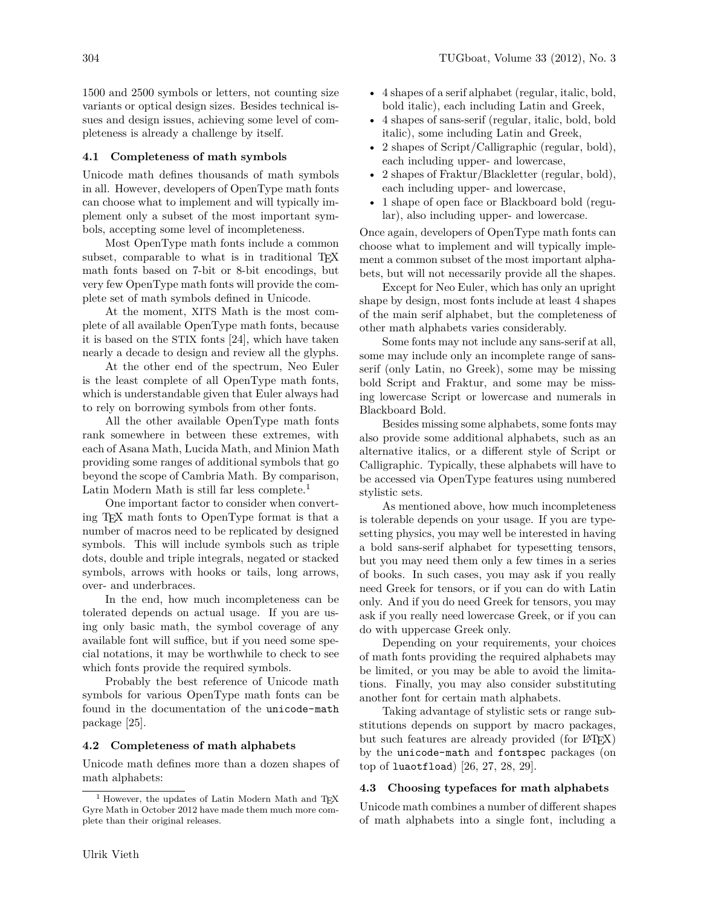1500 and 2500 symbols or letters, not counting size variants or optical design sizes. Besides technical issues and design issues, achieving some level of completeness is already a challenge by itself.

### 4.1 Completeness of math symbols

Unicode math defines thousands of math symbols in all. However, developers of OpenType math fonts can choose what to implement and will typically implement only a subset of the most important symbols, accepting some level of incompleteness.

Most OpenType math fonts include a common subset, comparable to what is in traditional TeX math fonts based on 7-bit or 8-bit encodings, but very few OpenType math fonts will provide the complete set of math symbols defined in Unicode.

At the moment, XITS Math is the most complete of all available OpenType math fonts, because it is based on the STIX fonts [24], which have taken nearly a decade to design and review all the glyphs.

At the other end of the spectrum, Neo Euler is the least complete of all OpenType math fonts, which is understandable given that Euler always had to rely on borrowing symbols from other fonts.

All the other available OpenType math fonts rank somewhere in between these extremes, with each of Asana Math, Lucida Math, and Minion Math providing some ranges of additional symbols that go beyond the scope of Cambria Math. By comparison, Latin Modern Math is still far less complete.[1]

One important factor to consider when converting TeX math fonts to OpenType format is that a number of macros need to be replicated by designed symbols. This will include symbols such as triple dots, double and triple integrals, negated or stacked symbols, arrows with hooks or tails, long arrows, over- and underbraces.

In the end, how much incompleteness can be tolerated depends on actual usage. If you are using only basic math, the symbol coverage of any available font will suffice, but if you need some special notations, it may be worthwhile to check to see which fonts provide the required symbols.

Probably the best reference of Unicode math symbols for various OpenType math fonts can be found in the documentation of the `unicode-math` package [25].

### 4.2 Completeness of math alphabets

Unicode math defines more than a dozen shapes of math alphabets:

- 4 shapes of a serif alphabet (regular, italic, bold, bold italic), each including Latin and Greek,
- 4 shapes of sans-serif (regular, italic, bold, bold italic), some including Latin and Greek,
- 2 shapes of Script/Calligraphic (regular, bold), each including upper- and lowercase,
- 2 shapes of Fraktur/Blackletter (regular, bold), each including upper- and lowercase,
- 1 shape of open face or Blackboard bold (regular), also including upper- and lowercase.

Once again, developers of OpenType math fonts can choose what to implement and will typically implement a common subset of the most important alphabets, but will not necessarily provide all the shapes.

Except for Neo Euler, which has only an upright shape by design, most fonts include at least 4 shapes of the main serif alphabet, but the completeness of other math alphabets varies considerably.

Some fonts may not include any sans-serif at all, some may include only an incomplete range of sans-serif (only Latin, no Greek), some may be missing bold Script and Fraktur, and some may be missing lowercase Script or lowercase and numerals in Blackboard Bold.

Besides missing some alphabets, some fonts may also provide some additional alphabets, such as an alternative italics, or a different style of Script or Calligraphic. Typically, these alphabets will have to be accessed via OpenType features using numbered stylistic sets.

As mentioned above, how much incompleteness is tolerable depends on your usage. If you are typesetting physics, you may well be interested in having a bold sans-serif alphabet for typesetting tensors, but you may need them only a few times in a series of books. In such cases, you may ask if you really need Greek for tensors, or if you can do with Latin only. And if you do need Greek for tensors, you may ask if you really need lowercase Greek, or if you can do with uppercase Greek only.

Depending on your requirements, your choices of math fonts providing the required alphabets may be limited, or you may be able to avoid the limitations. Finally, you may also consider substituting another font for certain math alphabets.

Taking advantage of stylistic sets or range substitutions depends on support by macro packages, but such features are already provided (for LaTeX) by the `unicode-math` and `fontspec` packages (on top of `luaotfload`) [26, 27, 28, 29].

### 4.3 Choosing typefaces for math alphabets

Unicode math combines a number of different shapes of math alphabets into a single font, including a

---

[1] However, the updates of Latin Modern Math and TeX Gyre Math in October 2012 have made them much more complete than their original releases.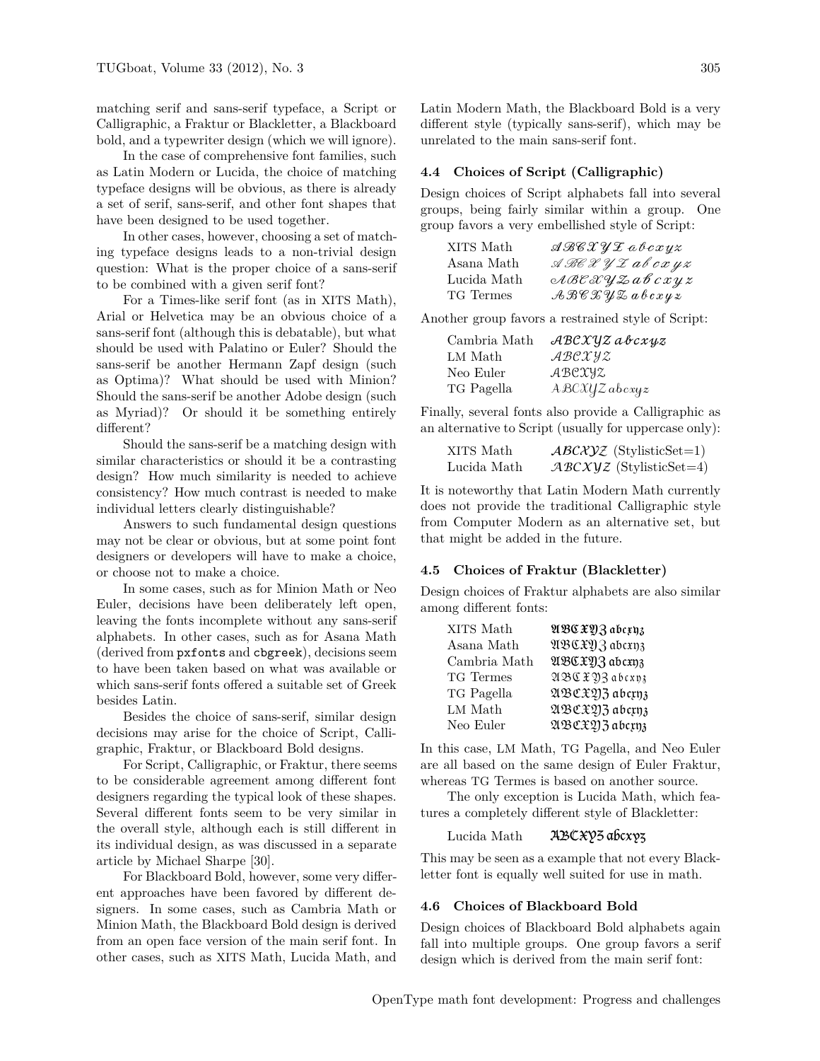matching serif and sans-serif typeface, a Script or Calligraphic, a Fraktur or Blackletter, a Blackboard bold, and a typewriter design (which we will ignore).

In the case of comprehensive font families, such as Latin Modern or Lucida, the choice of matching typeface designs will be obvious, as there is already a set of serif, sans-serif, and other font shapes that have been designed to be used together.

In other cases, however, choosing a set of matching typeface designs leads to a non-trivial design question: What is the proper choice of a sans-serif to be combined with a given serif font?

For a Times-like serif font (as in XITS Math), Arial or Helvetica may be an obvious choice of a sans-serif font (although this is debatable), but what should be used with Palatino or Euler? Should the sans-serif be another Hermann Zapf design (such as Optima)? What should be used with Minion? Should the sans-serif be another Adobe design (such as Myriad)? Or should it be something entirely different?

Should the sans-serif be a matching design with similar characteristics or should it be a contrasting design? How much similarity is needed to achieve consistency? How much contrast is needed to make individual letters clearly distinguishable?

Answers to such fundamental design questions may not be clear or obvious, but at some point font designers or developers will have to make a choice, or choose not to make a choice.

In some cases, such as for Minion Math or Neo Euler, decisions have been deliberately left open, leaving the fonts incomplete without any sans-serif alphabets. In other cases, such as for Asana Math (derived from `pxfonts` and `cbgreek`), decisions seem to have been taken based on what was available or which sans-serif fonts offered a suitable set of Greek besides Latin.

Besides the choice of sans-serif, similar design decisions may arise for the choice of Script, Calligraphic, Fraktur, or Blackboard Bold designs.

For Script, Calligraphic, or Fraktur, there seems to be considerable agreement among different font designers regarding the typical look of these shapes. Several different fonts seem to be very similar in the overall style, although each is still different in its individual design, as was discussed in a separate article by Michael Sharpe [30].

For Blackboard Bold, however, some very different approaches have been favored by different designers. In some cases, such as Cambria Math or Minion Math, the Blackboard Bold design is derived from an open face version of the main serif font. In other cases, such as XITS Math, Lucida Math, and Latin Modern Math, the Blackboard Bold is a very different style (typically sans-serif), which may be unrelated to the main sans-serif font.

### 4.4 Choices of Script (Calligraphic)

Design choices of Script alphabets fall into several groups, being fairly similar within a group. One group favors a very embellished style of Script:

| | |
|---|---|
| XITS Math | $\mathscr{ABCXYZ}\ \mathscr{abcxyz}$ |
| Asana Math | $\mathscr{ABCXYZ}\ \mathscr{abcxyz}$ |
| Lucida Math | $\mathscr{ABCXYZ}\ \mathscr{abcxyz}$ |
| TG Termes | $\mathscr{ABCXYZ}\ \mathscr{abcxyz}$ |

Another group favors a restrained style of Script:

| | |
|---|---|
| Cambria Math | $\mathscr{ABCXYZ}\ \mathscr{abcxyz}$ |
| LM Math | $\mathscr{ABCXYZ}$ |
| Neo Euler | $\mathscr{ABCXYZ}$ |
| TG Pagella | $\mathscr{ABCXYZ}\ \mathscr{abcxyz}$ |

Finally, several fonts also provide a Calligraphic as an alternative to Script (usually for uppercase only):

| | |
|---|---|
| XITS Math | $\mathcal{ABCXYZ}$ (StylisticSet=1) |
| Lucida Math | $\mathcal{ABCXYZ}$ (StylisticSet=4) |

It is noteworthy that Latin Modern Math currently does not provide the traditional Calligraphic style from Computer Modern as an alternative set, but that might be added in the future.

### 4.5 Choices of Fraktur (Blackletter)

Design choices of Fraktur alphabets are also similar among different fonts:

| | |
|---|---|
| XITS Math | $\mathfrak{ABCXYZ}\ \mathfrak{abcxyz}$ |
| Asana Math | $\mathfrak{ABCXYZ}\ \mathfrak{abcxyz}$ |
| Cambria Math | $\mathfrak{ABCXYZ}\ \mathfrak{abcxyz}$ |
| TG Termes | $\mathfrak{ABCXYZ}\ \mathfrak{abcxyz}$ |
| TG Pagella | $\mathfrak{ABCXYZ}\ \mathfrak{abcxyz}$ |
| LM Math | $\mathfrak{ABCXYZ}\ \mathfrak{abcxyz}$ |
| Neo Euler | $\mathfrak{ABCXYZ}\ \mathfrak{abcxyz}$ |

In this case, LM Math, TG Pagella, and Neo Euler are all based on the same design of Euler Fraktur, whereas TG Termes is based on another source.

The only exception is Lucida Math, which features a completely different style of Blackletter:

| | |
|---|---|
| Lucida Math | $\mathfrak{ABCXYZ}\ \mathfrak{abcxyz}$ |

This may be seen as a example that not every Blackletter font is equally well suited for use in math.

### 4.6 Choices of Blackboard Bold

Design choices of Blackboard Bold alphabets again fall into multiple groups. One group favors a serif design which is derived from the main serif font: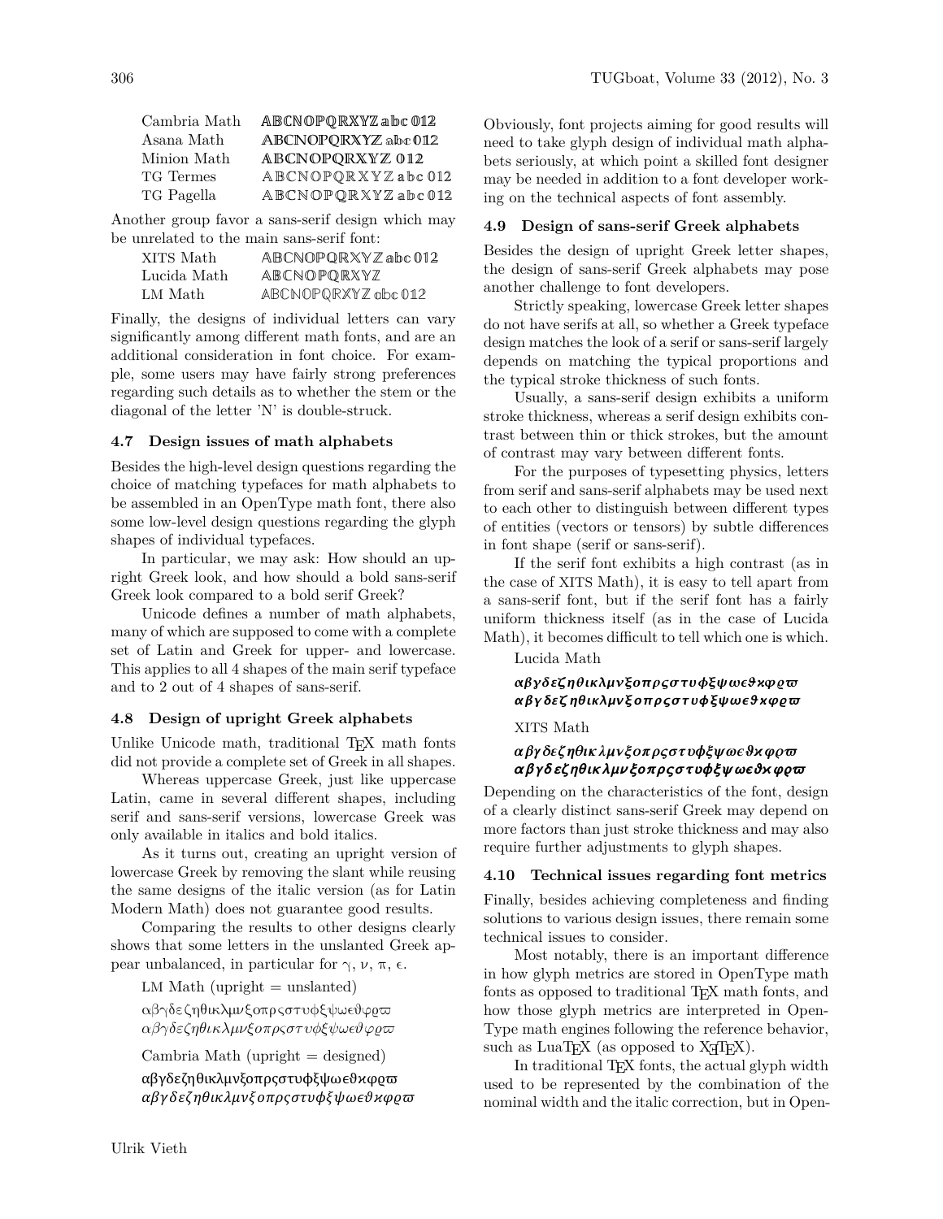| | |
|---|---|
| Cambria Math | 𝔸𝔹ℂℕ𝕆ℙℚℝ𝕏𝕐ℤ 𝕒𝕓𝕔 𝟘𝟙𝟚 |
| Asana Math | 𝔸𝔹ℂℕ𝕆ℙℚℝ𝕏𝕐ℤ 𝕒𝕓𝕔 𝟘𝟙𝟚 |
| Minion Math | 𝔸𝔹ℂℕ𝕆ℙℚℝ𝕏𝕐ℤ 𝟘𝟙𝟚 |
| TG Termes | 𝔸𝔹ℂℕ𝕆ℙℚℝ𝕏𝕐ℤ 𝕒𝕓𝕔 𝟘𝟙𝟚 |
| TG Pagella | 𝔸𝔹ℂℕ𝕆ℙℚℝ𝕏𝕐ℤ 𝕒𝕓𝕔 𝟘𝟙𝟚 |

Another group favor a sans-serif design which may be unrelated to the main sans-serif font:

| | |
|---|---|
| XITS Math | 𝔸𝔹ℂℕ𝕆ℙℚℝ𝕏𝕐ℤ 𝕒𝕓𝕔 𝟘𝟙𝟚 |
| Lucida Math | 𝔸𝔹ℂℕ𝕆ℙℚℝ𝕏𝕐ℤ |
| LM Math | 𝔸𝔹ℂℕ𝕆ℙℚℝ𝕏𝕐ℤ 𝕒𝕓𝕔 𝟘𝟙𝟚 |

Finally, the designs of individual letters can vary significantly among different math fonts, and are an additional consideration in font choice. For example, some users may have fairly strong preferences regarding such details as to whether the stem or the diagonal of the letter 'N' is double-struck.

### 4.7 Design issues of math alphabets

Besides the high-level design questions regarding the choice of matching typefaces for math alphabets to be assembled in an OpenType math font, there also some low-level design questions regarding the glyph shapes of individual typefaces.

In particular, we may ask: How should an upright Greek look, and how should a bold sans-serif Greek look compared to a bold serif Greek?

Unicode defines a number of math alphabets, many of which are supposed to come with a complete set of Latin and Greek for upper- and lowercase. This applies to all 4 shapes of the main serif typeface and to 2 out of 4 shapes of sans-serif.

### 4.8 Design of upright Greek alphabets

Unlike Unicode math, traditional TEX math fonts did not provide a complete set of Greek in all shapes.

Whereas uppercase Greek, just like uppercase Latin, came in several different shapes, including serif and sans-serif versions, lowercase Greek was only available in italics and bold italics.

As it turns out, creating an upright version of lowercase Greek by removing the slant while reusing the same designs of the italic version (as for Latin Modern Math) does not guarantee good results.

Comparing the results to other designs clearly shows that some letters in the unslanted Greek appear unbalanced, in particular for γ, ν, π, ϵ.

LM Math (upright = unslanted)

αβγδεζηθικλμνξοπρςστυφξψωϵϑφϱϖ
*αβγδεζηθικλμνξοπρςστυφξψωϵϑφϱϖ*

Cambria Math (upright = designed)

αβγδεζηθικλμνξοπρςστυφξψωϵϑϰφϱϖ
*αβγδεζηθικλμνξοπρςστυφξψωϵϑϰφϱϖ*

Obviously, font projects aiming for good results will need to take glyph design of individual math alphabets seriously, at which point a skilled font designer may be needed in addition to a font developer working on the technical aspects of font assembly.

### 4.9 Design of sans-serif Greek alphabets

Besides the design of upright Greek letter shapes, the design of sans-serif Greek alphabets may pose another challenge to font developers.

Strictly speaking, lowercase Greek letter shapes do not have serifs at all, so whether a Greek typeface design matches the look of a serif or sans-serif largely depends on matching the typical proportions and the typical stroke thickness of such fonts.

Usually, a sans-serif design exhibits a uniform stroke thickness, whereas a serif design exhibits contrast between thin or thick strokes, but the amount of contrast may vary between different fonts.

For the purposes of typesetting physics, letters from serif and sans-serif alphabets may be used next to each other to distinguish between different types of entities (vectors or tensors) by subtle differences in font shape (serif or sans-serif).

If the serif font exhibits a high contrast (as in the case of XITS Math), it is easy to tell apart from a sans-serif font, but if the serif font has a fairly uniform thickness itself (as in the case of Lucida Math), it becomes difficult to tell which one is which.

Lucida Math

***αβγδεζηθικλμνξοπρςστυφξψωϵϑϰφϱϖ***
***αβγδεζηθικλμνξοπρςστυφξψωϵϑϰφϱϖ***

XITS Math

***αβγδεζηθικλμνξοπρςστυφξψωϵϑϰφϱϖ***
***αβγδεζηθικλμνξοπρςστυφξψωϵϑϰφϱϖ***

Depending on the characteristics of the font, design of a clearly distinct sans-serif Greek may depend on more factors than just stroke thickness and may also require further adjustments to glyph shapes.

### 4.10 Technical issues regarding font metrics

Finally, besides achieving completeness and finding solutions to various design issues, there remain some technical issues to consider.

Most notably, there is an important difference in how glyph metrics are stored in OpenType math fonts as opposed to traditional TEX math fonts, and how those glyph metrics are interpreted in OpenType math engines following the reference behavior, such as LuaTEX (as opposed to XƎTEX).

In traditional TEX fonts, the actual glyph width used to be represented by the combination of the nominal width and the italic correction, but in Open-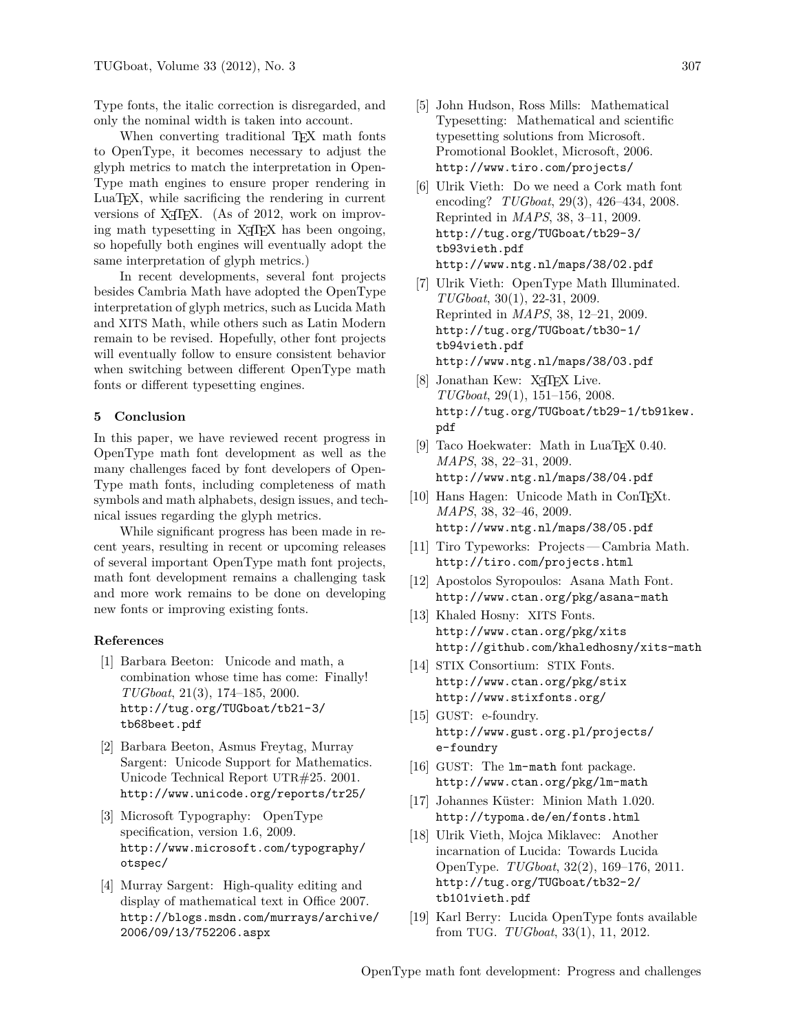Type fonts, the italic correction is disregarded, and only the nominal width is taken into account.

When converting traditional TEX math fonts to OpenType, it becomes necessary to adjust the glyph metrics to match the interpretation in OpenType math engines to ensure proper rendering in LuaTEX, while sacrificing the rendering in current versions of XeTEX. (As of 2012, work on improving math typesetting in XeTEX has been ongoing, so hopefully both engines will eventually adopt the same interpretation of glyph metrics.)

In recent developments, several font projects besides Cambria Math have adopted the OpenType interpretation of glyph metrics, such as Lucida Math and XITS Math, while others such as Latin Modern remain to be revised. Hopefully, other font projects will eventually follow to ensure consistent behavior when switching between different OpenType math fonts or different typesetting engines.

## 5 Conclusion

In this paper, we have reviewed recent progress in OpenType math font development as well as the many challenges faced by font developers of OpenType math fonts, including completeness of math symbols and math alphabets, design issues, and technical issues regarding the glyph metrics.

While significant progress has been made in recent years, resulting in recent or upcoming releases of several important OpenType math font projects, math font development remains a challenging task and more work remains to be done on developing new fonts or improving existing fonts.

### References

[1] Barbara Beeton: Unicode and math, a combination whose time has come: Finally! *TUGboat*, 21(3), 174–185, 2000. `http://tug.org/TUGboat/tb21-3/tb68beet.pdf`

[2] Barbara Beeton, Asmus Freytag, Murray Sargent: Unicode Support for Mathematics. Unicode Technical Report UTR#25. 2001. `http://www.unicode.org/reports/tr25/`

[3] Microsoft Typography: OpenType specification, version 1.6, 2009. `http://www.microsoft.com/typography/otspec/`

[4] Murray Sargent: High-quality editing and display of mathematical text in Office 2007. `http://blogs.msdn.com/murrays/archive/2006/09/13/752206.aspx`

[5] John Hudson, Ross Mills: Mathematical Typesetting: Mathematical and scientific typesetting solutions from Microsoft. Promotional Booklet, Microsoft, 2006. `http://www.tiro.com/projects/`

[6] Ulrik Vieth: Do we need a Cork math font encoding? *TUGboat*, 29(3), 426–434, 2008. Reprinted in *MAPS*, 38, 3–11, 2009. `http://tug.org/TUGboat/tb29-3/tb93vieth.pdf` `http://www.ntg.nl/maps/38/02.pdf`

[7] Ulrik Vieth: OpenType Math Illuminated. *TUGboat*, 30(1), 22-31, 2009. Reprinted in *MAPS*, 38, 12–21, 2009. `http://tug.org/TUGboat/tb30-1/tb94vieth.pdf` `http://www.ntg.nl/maps/38/03.pdf`

[8] Jonathan Kew: XeTEX Live. *TUGboat*, 29(1), 151–156, 2008. `http://tug.org/TUGboat/tb29-1/tb91kew.pdf`

[9] Taco Hoekwater: Math in LuaTEX 0.40. *MAPS*, 38, 22–31, 2009. `http://www.ntg.nl/maps/38/04.pdf`

[10] Hans Hagen: Unicode Math in ConTEXt. *MAPS*, 38, 32–46, 2009. `http://www.ntg.nl/maps/38/05.pdf`

[11] Tiro Typeworks: Projects — Cambria Math. `http://tiro.com/projects.html`

[12] Apostolos Syropoulos: Asana Math Font. `http://www.ctan.org/pkg/asana-math`

[13] Khaled Hosny: XITS Fonts. `http://www.ctan.org/pkg/xits` `http://github.com/khaledhosny/xits-math`

[14] STIX Consortium: STIX Fonts. `http://www.ctan.org/pkg/stix` `http://www.stixfonts.org/`

[15] GUST: e-foundry. `http://www.gust.org.pl/projects/e-foundry`

[16] GUST: The `lm-math` font package. `http://www.ctan.org/pkg/lm-math`

[17] Johannes Küster: Minion Math 1.020. `http://typoma.de/en/fonts.html`

[18] Ulrik Vieth, Mojca Miklavec: Another incarnation of Lucida: Towards Lucida OpenType. *TUGboat*, 32(2), 169–176, 2011. `http://tug.org/TUGboat/tb32-2/tb101vieth.pdf`

[19] Karl Berry: Lucida OpenType fonts available from TUG. *TUGboat*, 33(1), 11, 2012.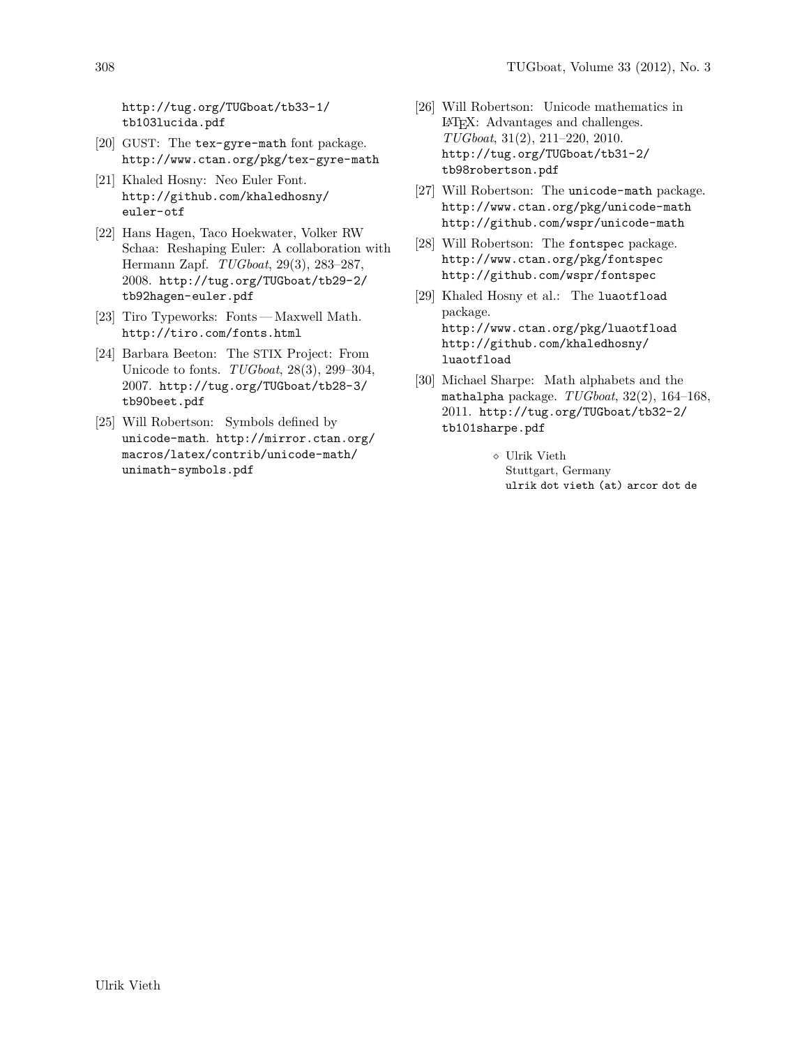http://tug.org/TUGboat/tb33-1/tb103lucida.pdf

[20] GUST: The tex-gyre-math font package. http://www.ctan.org/pkg/tex-gyre-math

[21] Khaled Hosny: Neo Euler Font. http://github.com/khaledhosny/euler-otf

[22] Hans Hagen, Taco Hoekwater, Volker RW Schaa: Reshaping Euler: A collaboration with Hermann Zapf. *TUGboat*, 29(3), 283–287, 2008. http://tug.org/TUGboat/tb29-2/tb92hagen-euler.pdf

[23] Tiro Typeworks: Fonts — Maxwell Math. http://tiro.com/fonts.html

[24] Barbara Beeton: The STIX Project: From Unicode to fonts. *TUGboat*, 28(3), 299–304, 2007. http://tug.org/TUGboat/tb28-3/tb90beet.pdf

[25] Will Robertson: Symbols defined by unicode-math. http://mirror.ctan.org/macros/latex/contrib/unicode-math/unimath-symbols.pdf

[26] Will Robertson: Unicode mathematics in LaTeX: Advantages and challenges. *TUGboat*, 31(2), 211–220, 2010. http://tug.org/TUGboat/tb31-2/tb98robertson.pdf

[27] Will Robertson: The unicode-math package. http://www.ctan.org/pkg/unicode-math http://github.com/wspr/unicode-math

[28] Will Robertson: The fontspec package. http://www.ctan.org/pkg/fontspec http://github.com/wspr/fontspec

[29] Khaled Hosny et al.: The luaotfload package. http://www.ctan.org/pkg/luaotfload http://github.com/khaledhosny/luaotfload

[30] Michael Sharpe: Math alphabets and the mathalpha package. *TUGboat*, 32(2), 164–168, 2011. http://tug.org/TUGboat/tb32-2/tb101sharpe.pdf

⋄ Ulrik Vieth
Stuttgart, Germany
ulrik dot vieth (at) arcor dot de